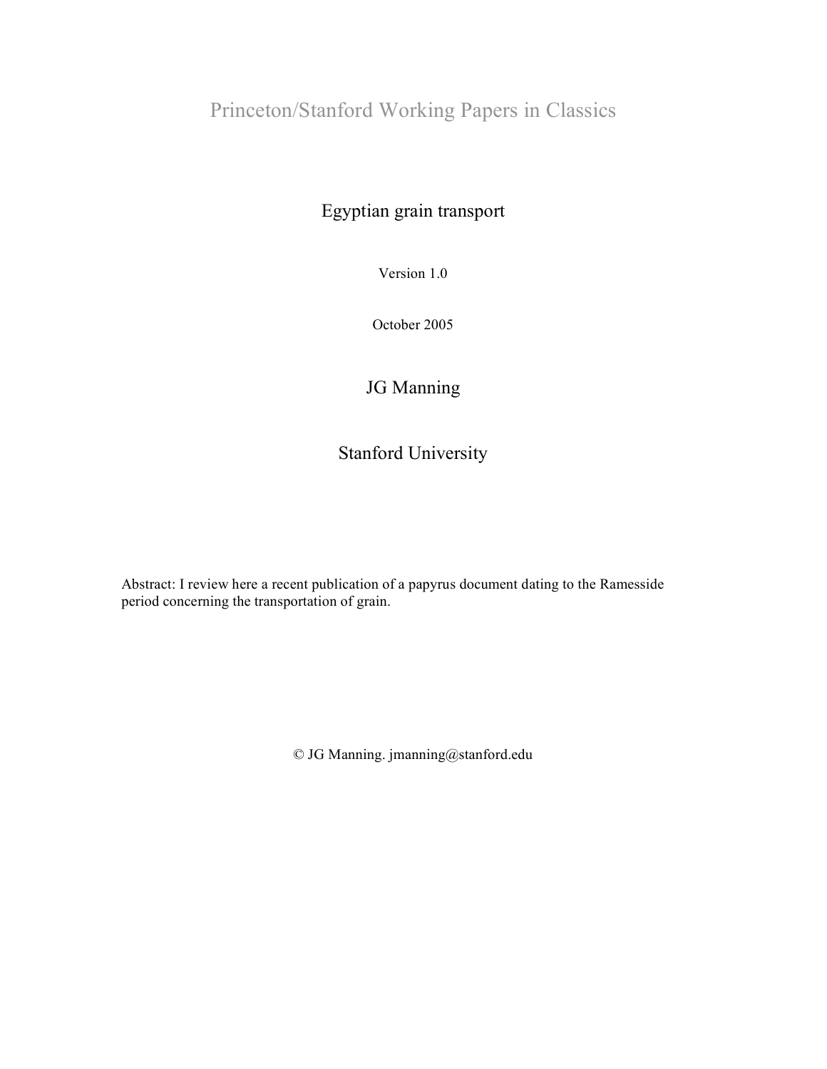Princeton/Stanford Working Papers in Classics

# Egyptian grain transport

Version 1.0

October 2005

JG Manning

Stanford University

Abstract: I review here a recent publication of a papyrus document dating to the Ramesside period concerning the transportation of grain.

© JG Manning. jmanning@stanford.edu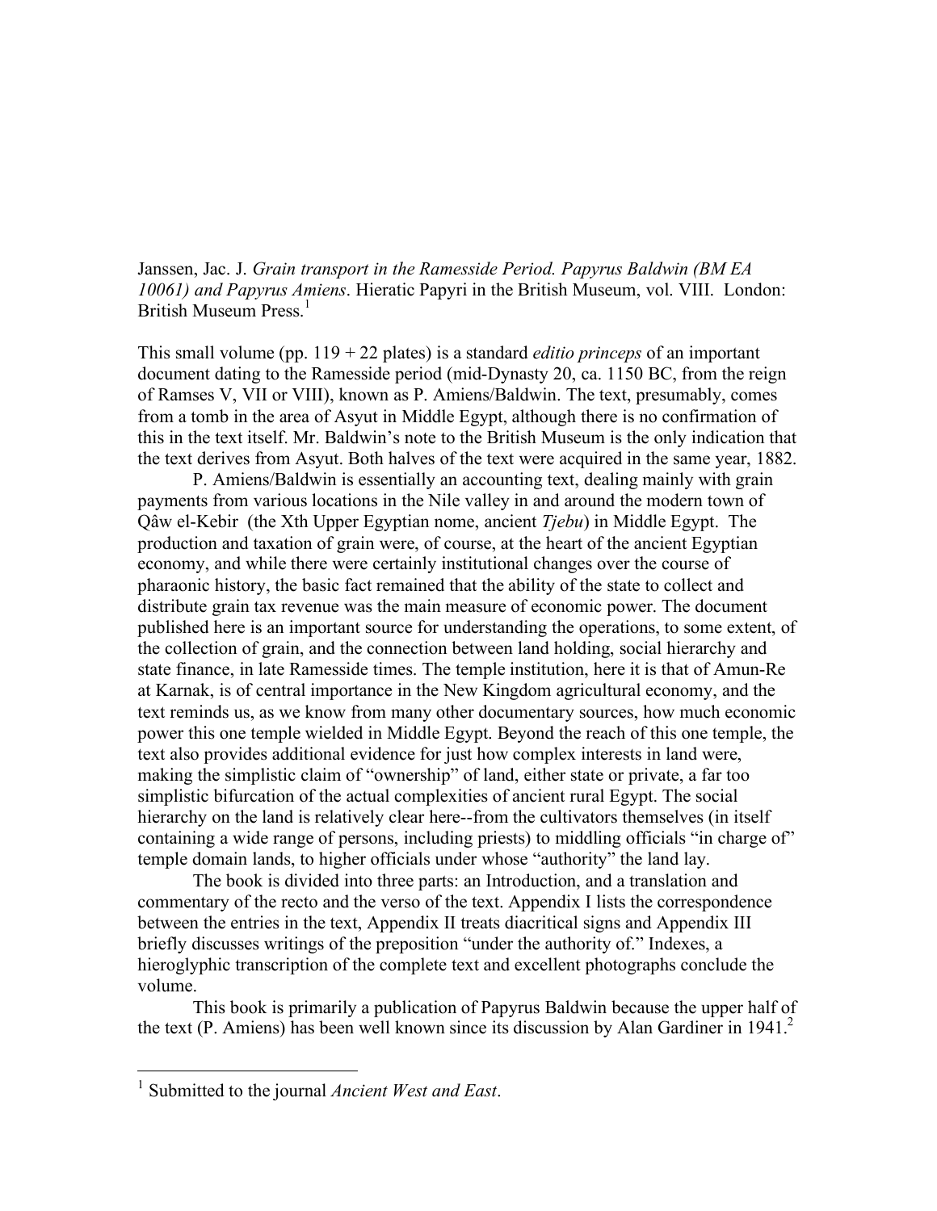Janssen, Jac. J. *Grain transport in the Ramesside Period. Papyrus Baldwin (BM EA 10061) and Papyrus Amiens*. Hieratic Papyri in the British Museum, vol. VIII. London: British Museum Press.[1]

This small volume (pp. 119 + 22 plates) is a standard *editio princeps* of an important document dating to the Ramesside period (mid-Dynasty 20, ca. 1150 BC, from the reign of Ramses V, VII or VIII), known as P. Amiens/Baldwin. The text, presumably, comes from a tomb in the area of Asyut in Middle Egypt, although there is no confirmation of this in the text itself. Mr. Baldwin's note to the British Museum is the only indication that the text derives from Asyut. Both halves of the text were acquired in the same year, 1882.

P. Amiens/Baldwin is essentially an accounting text, dealing mainly with grain payments from various locations in the Nile valley in and around the modern town of Qâw el-Kebir (the Xth Upper Egyptian nome, ancient *Tjebu*) in Middle Egypt. The production and taxation of grain were, of course, at the heart of the ancient Egyptian economy, and while there were certainly institutional changes over the course of pharaonic history, the basic fact remained that the ability of the state to collect and distribute grain tax revenue was the main measure of economic power. The document published here is an important source for understanding the operations, to some extent, of the collection of grain, and the connection between land holding, social hierarchy and state finance, in late Ramesside times. The temple institution, here it is that of Amun-Re at Karnak, is of central importance in the New Kingdom agricultural economy, and the text reminds us, as we know from many other documentary sources, how much economic power this one temple wielded in Middle Egypt. Beyond the reach of this one temple, the text also provides additional evidence for just how complex interests in land were, making the simplistic claim of "ownership" of land, either state or private, a far too simplistic bifurcation of the actual complexities of ancient rural Egypt. The social hierarchy on the land is relatively clear here--from the cultivators themselves (in itself containing a wide range of persons, including priests) to middling officials "in charge of" temple domain lands, to higher officials under whose "authority" the land lay.

The book is divided into three parts: an Introduction, and a translation and commentary of the recto and the verso of the text. Appendix I lists the correspondence between the entries in the text, Appendix II treats diacritical signs and Appendix III briefly discusses writings of the preposition "under the authority of." Indexes, a hieroglyphic transcription of the complete text and excellent photographs conclude the volume.

This book is primarily a publication of Papyrus Baldwin because the upper half of the text (P. Amiens) has been well known since its discussion by Alan Gardiner in 1941.[2]

[1] Submitted to the journal *Ancient West and East*.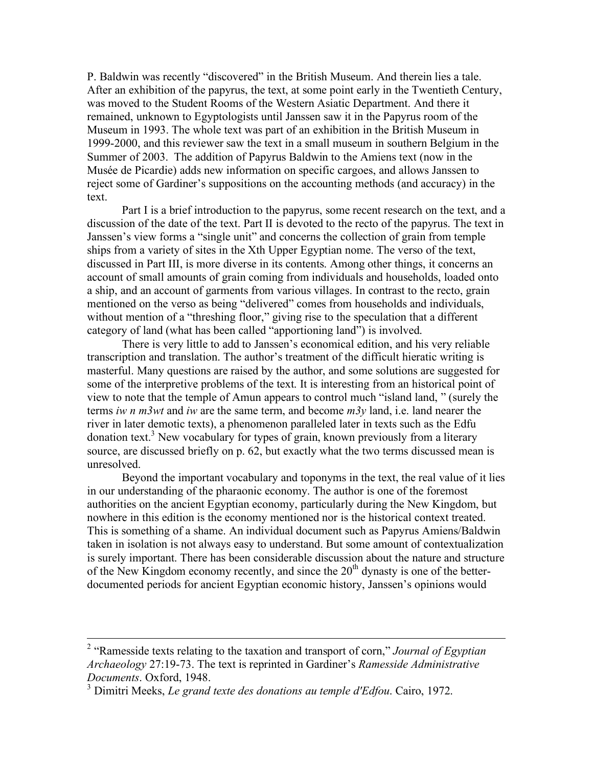P. Baldwin was recently "discovered" in the British Museum. And therein lies a tale. After an exhibition of the papyrus, the text, at some point early in the Twentieth Century, was moved to the Student Rooms of the Western Asiatic Department. And there it remained, unknown to Egyptologists until Janssen saw it in the Papyrus room of the Museum in 1993. The whole text was part of an exhibition in the British Museum in 1999-2000, and this reviewer saw the text in a small museum in southern Belgium in the Summer of 2003. The addition of Papyrus Baldwin to the Amiens text (now in the Musée de Picardie) adds new information on specific cargoes, and allows Janssen to reject some of Gardiner's suppositions on the accounting methods (and accuracy) in the text.

Part I is a brief introduction to the papyrus, some recent research on the text, and a discussion of the date of the text. Part II is devoted to the recto of the papyrus. The text in Janssen's view forms a "single unit" and concerns the collection of grain from temple ships from a variety of sites in the Xth Upper Egyptian nome. The verso of the text, discussed in Part III, is more diverse in its contents. Among other things, it concerns an account of small amounts of grain coming from individuals and households, loaded onto a ship, and an account of garments from various villages. In contrast to the recto, grain mentioned on the verso as being "delivered" comes from households and individuals, without mention of a "threshing floor," giving rise to the speculation that a different category of land (what has been called "apportioning land") is involved.

There is very little to add to Janssen's economical edition, and his very reliable transcription and translation. The author's treatment of the difficult hieratic writing is masterful. Many questions are raised by the author, and some solutions are suggested for some of the interpretive problems of the text. It is interesting from an historical point of view to note that the temple of Amun appears to control much "island land, " (surely the terms *iw n m3wt* and *iw* are the same term, and become *m3y* land, i.e. land nearer the river in later demotic texts), a phenomenon paralleled later in texts such as the Edfu donation text.[3] New vocabulary for types of grain, known previously from a literary source, are discussed briefly on p. 62, but exactly what the two terms discussed mean is unresolved.

Beyond the important vocabulary and toponyms in the text, the real value of it lies in our understanding of the pharaonic economy. The author is one of the foremost authorities on the ancient Egyptian economy, particularly during the New Kingdom, but nowhere in this edition is the economy mentioned nor is the historical context treated. This is something of a shame. An individual document such as Papyrus Amiens/Baldwin taken in isolation is not always easy to understand. But some amount of contextualization is surely important. There has been considerable discussion about the nature and structure of the New Kingdom economy recently, and since the 20th dynasty is one of the better-documented periods for ancient Egyptian economic history, Janssen's opinions would

---

[2] "Ramesside texts relating to the taxation and transport of corn," *Journal of Egyptian Archaeology* 27:19-73. The text is reprinted in Gardiner's *Ramesside Administrative Documents*. Oxford, 1948.

[3] Dimitri Meeks, *Le grand texte des donations au temple d'Edfou*. Cairo, 1972.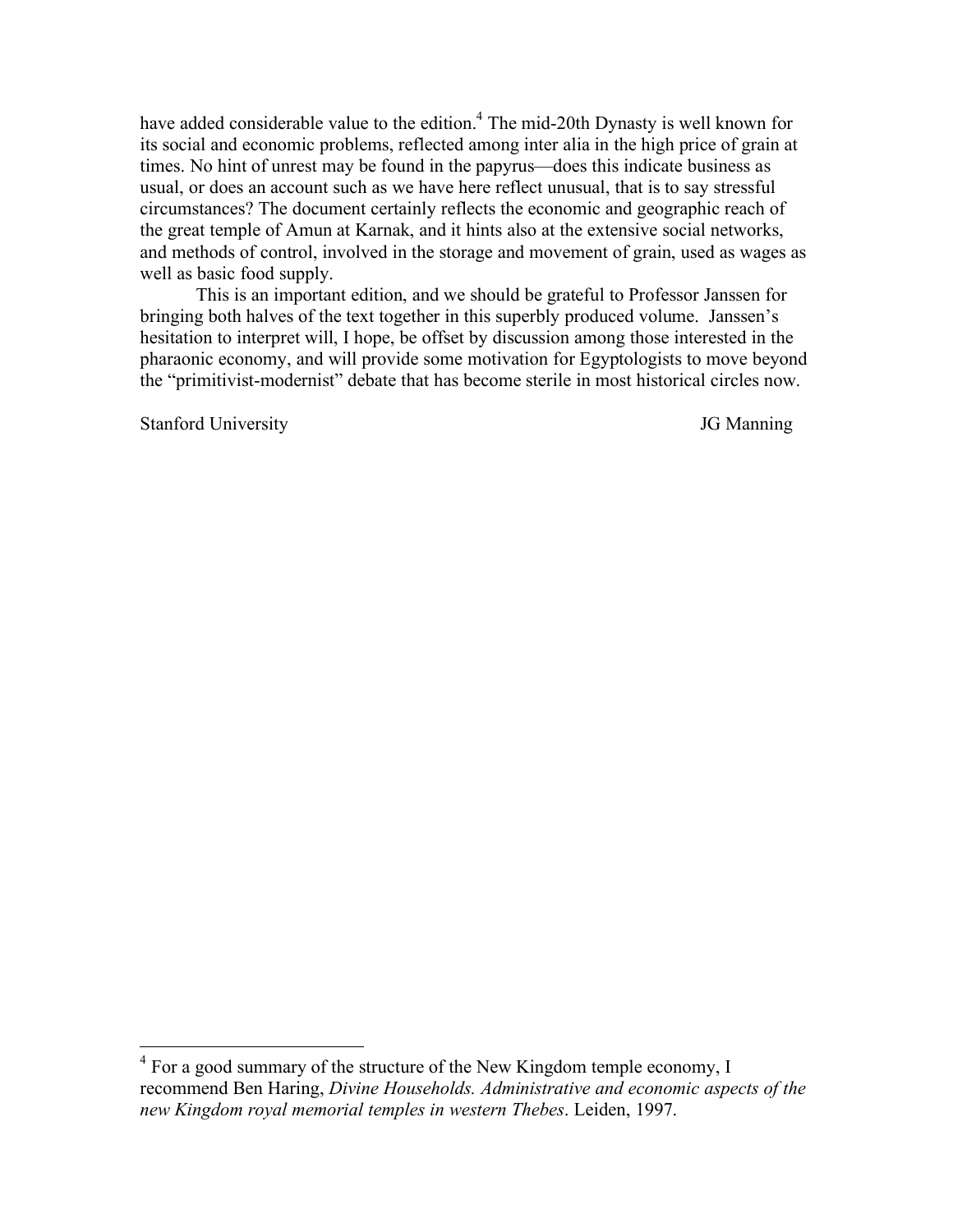have added considerable value to the edition.[4] The mid-20th Dynasty is well known for its social and economic problems, reflected among inter alia in the high price of grain at times. No hint of unrest may be found in the papyrus—does this indicate business as usual, or does an account such as we have here reflect unusual, that is to say stressful circumstances? The document certainly reflects the economic and geographic reach of the great temple of Amun at Karnak, and it hints also at the extensive social networks, and methods of control, involved in the storage and movement of grain, used as wages as well as basic food supply.

This is an important edition, and we should be grateful to Professor Janssen for bringing both halves of the text together in this superbly produced volume. Janssen's hesitation to interpret will, I hope, be offset by discussion among those interested in the pharaonic economy, and will provide some motivation for Egyptologists to move beyond the "primitivist-modernist" debate that has become sterile in most historical circles now.

Stanford University JG Manning

---

[4] For a good summary of the structure of the New Kingdom temple economy, I recommend Ben Haring, *Divine Households. Administrative and economic aspects of the new Kingdom royal memorial temples in western Thebes*. Leiden, 1997.